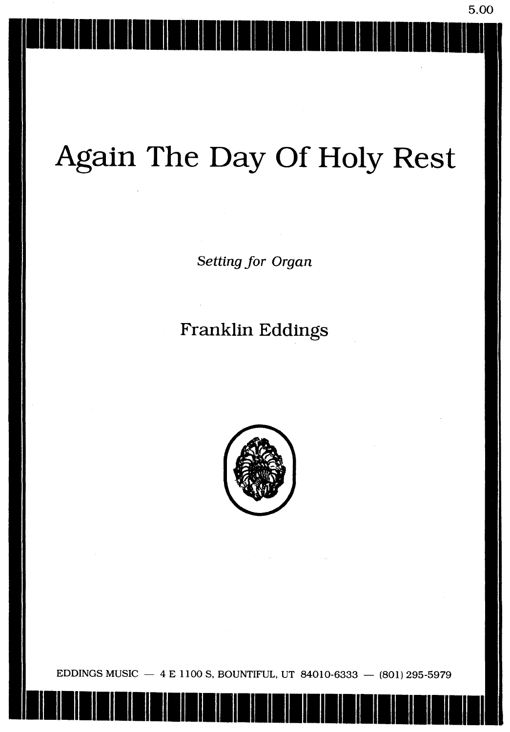5.00

# Again The Day Of Holy Rest

*Setting for Organ*

Franklin Eddings

EDDINGS MUSIC — 4 E 1100 S, BOUNTIFUL, UT 84010-6333 — (801) 295-5979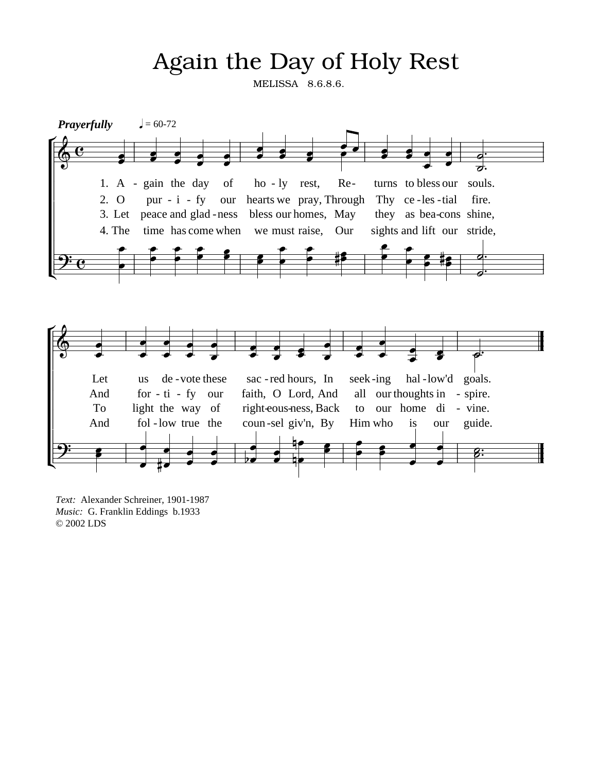# Again the Day of Holy Rest

MELISSA 8.6.8.6.

*Prayerfully* ♩ = 60-72

1. Again the day of holy rest, Returns to bless our souls. Let us devote these sacred hours, In seeking hallow'd goals.

2. O purify our hearts we pray, Through Thy celestial fire. And fortify our faith, O Lord, And all our thoughts inspire.

3. Let peace and gladness bless our homes, May they as beacons shine, To light the way of righteousness, Back to our home divine.

4. The time has come when we must raise, Our sights and lift our stride, And follow true the counsel giv'n, By Him who is our guide.

*Text:* Alexander Schreiner, 1901-1987
*Music:* G. Franklin Eddings b.1933
© 2002 LDS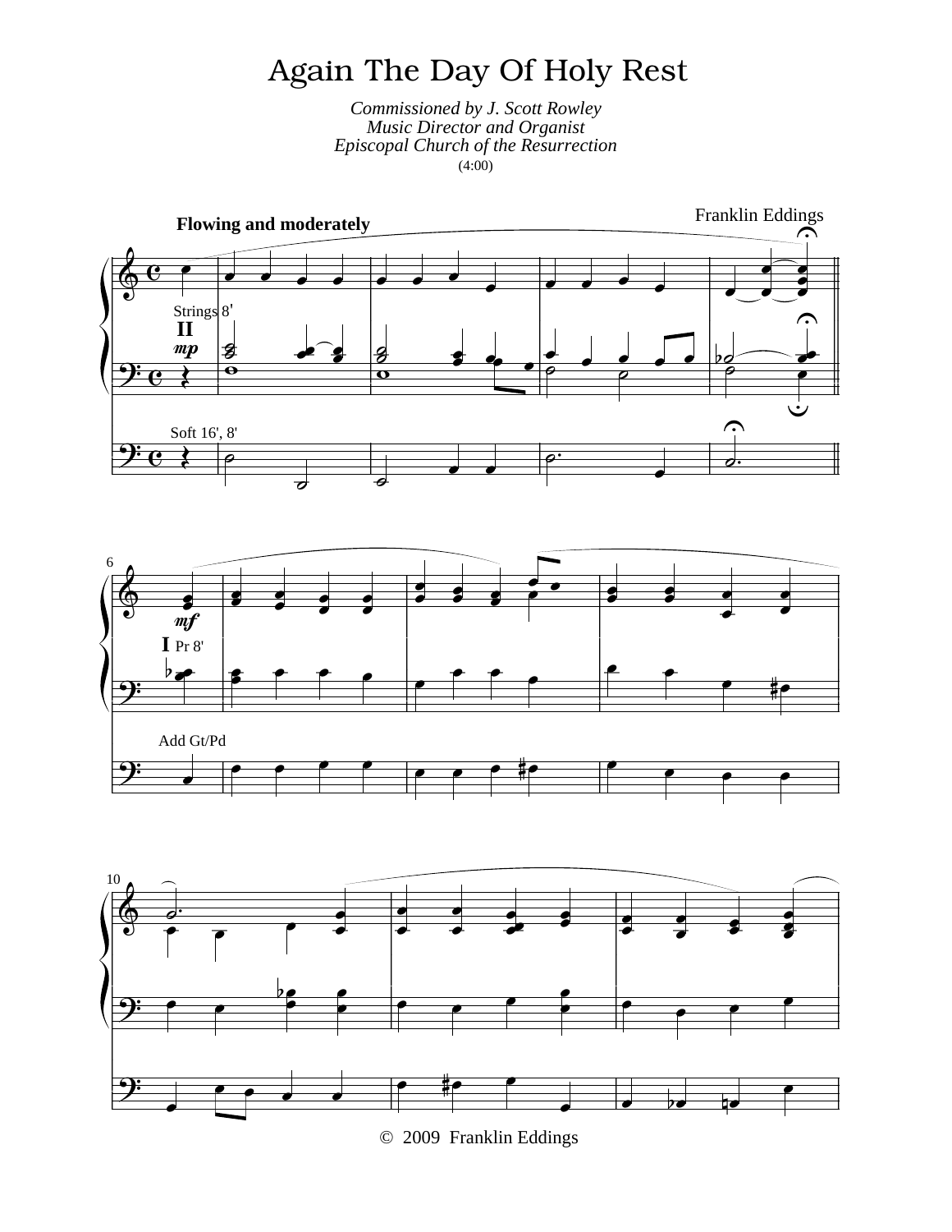# Again The Day Of Holy Rest

*Commissioned by J. Scott Rowley*
*Music Director and Organist*
*Episcopal Church of the Resurrection*
(4:00)

Franklin Eddings

**Flowing and moderately**

Strings 8'
II
*mp*

Soft 16', 8'

*mf*
I Pr 8'

Add Gt/Pd

© 2009 Franklin Eddings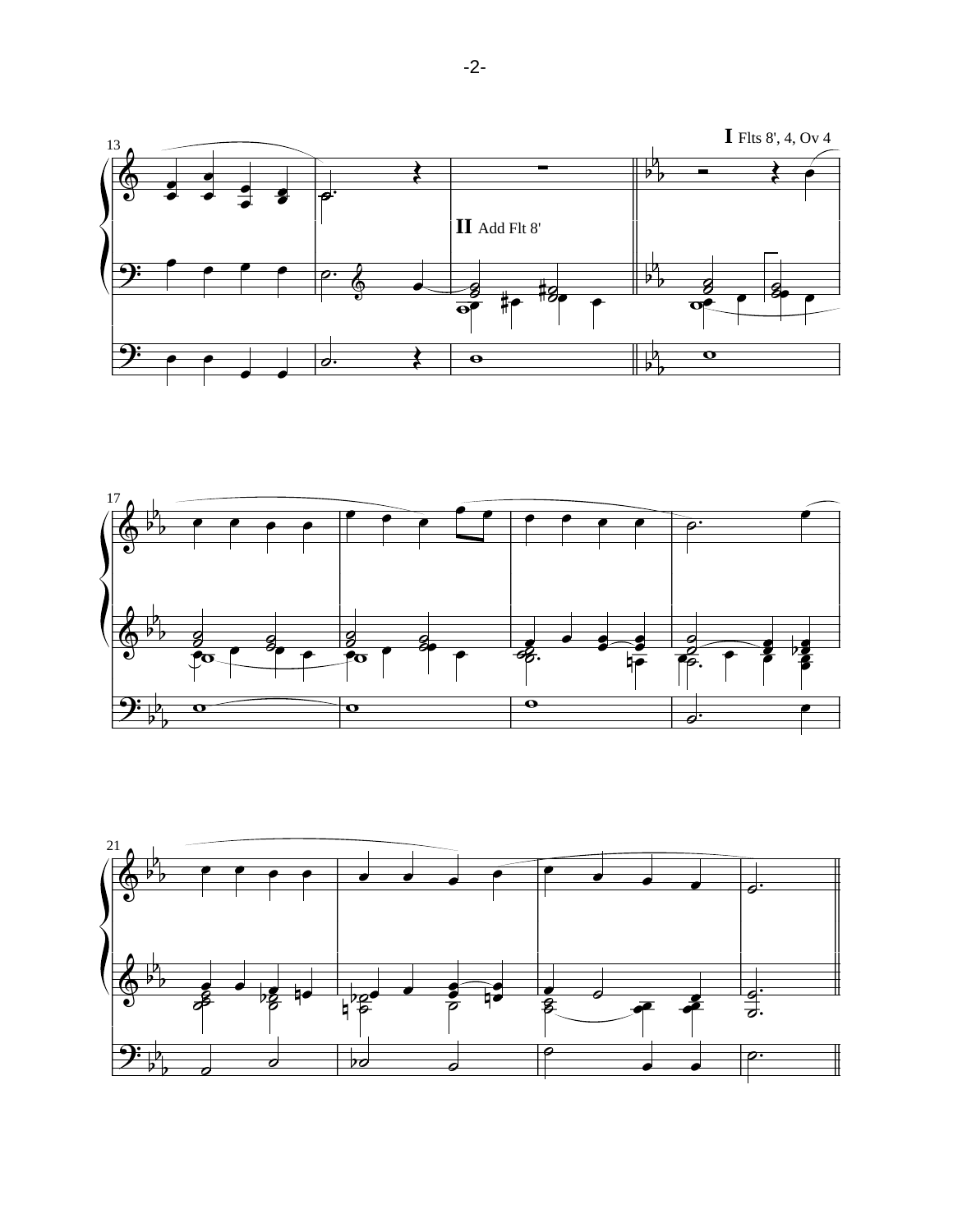I Flts 8', 4, Ov 4

II Add Flt 8'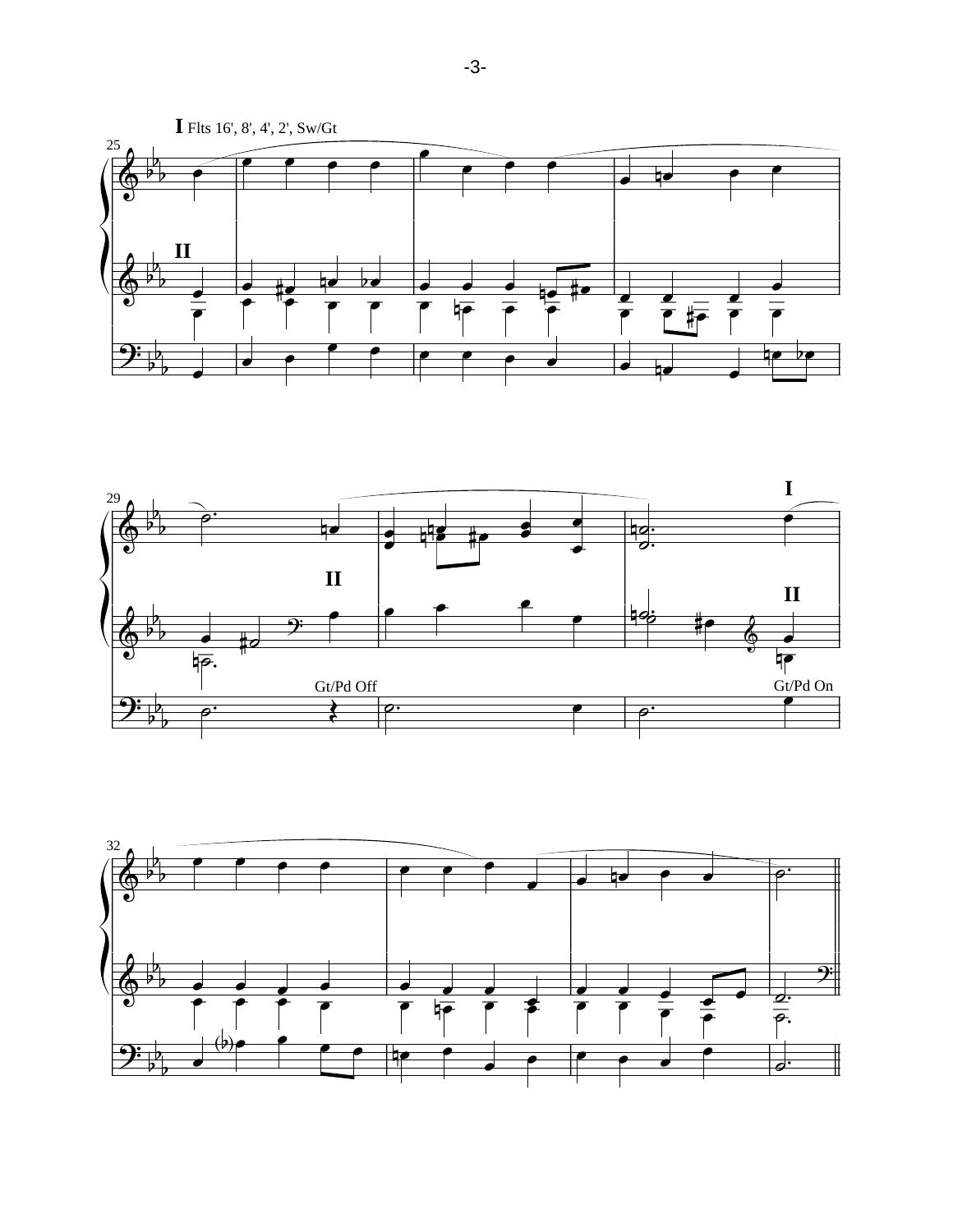I Flts 16', 8', 4', 2', Sw/Gt

II

Gt/Pd Off

I

II

Gt/Pd On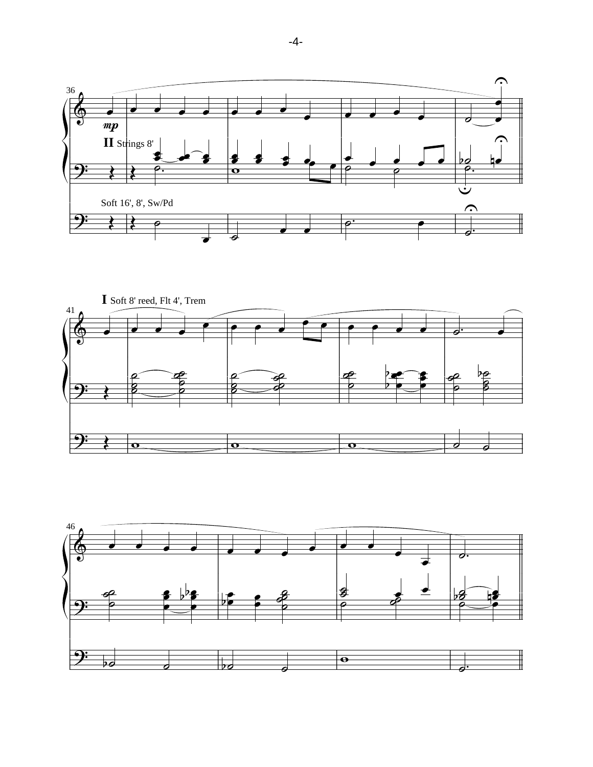II Strings 8'

Soft 16', 8', Sw/Pd

I Soft 8' reed, Flt 4', Trem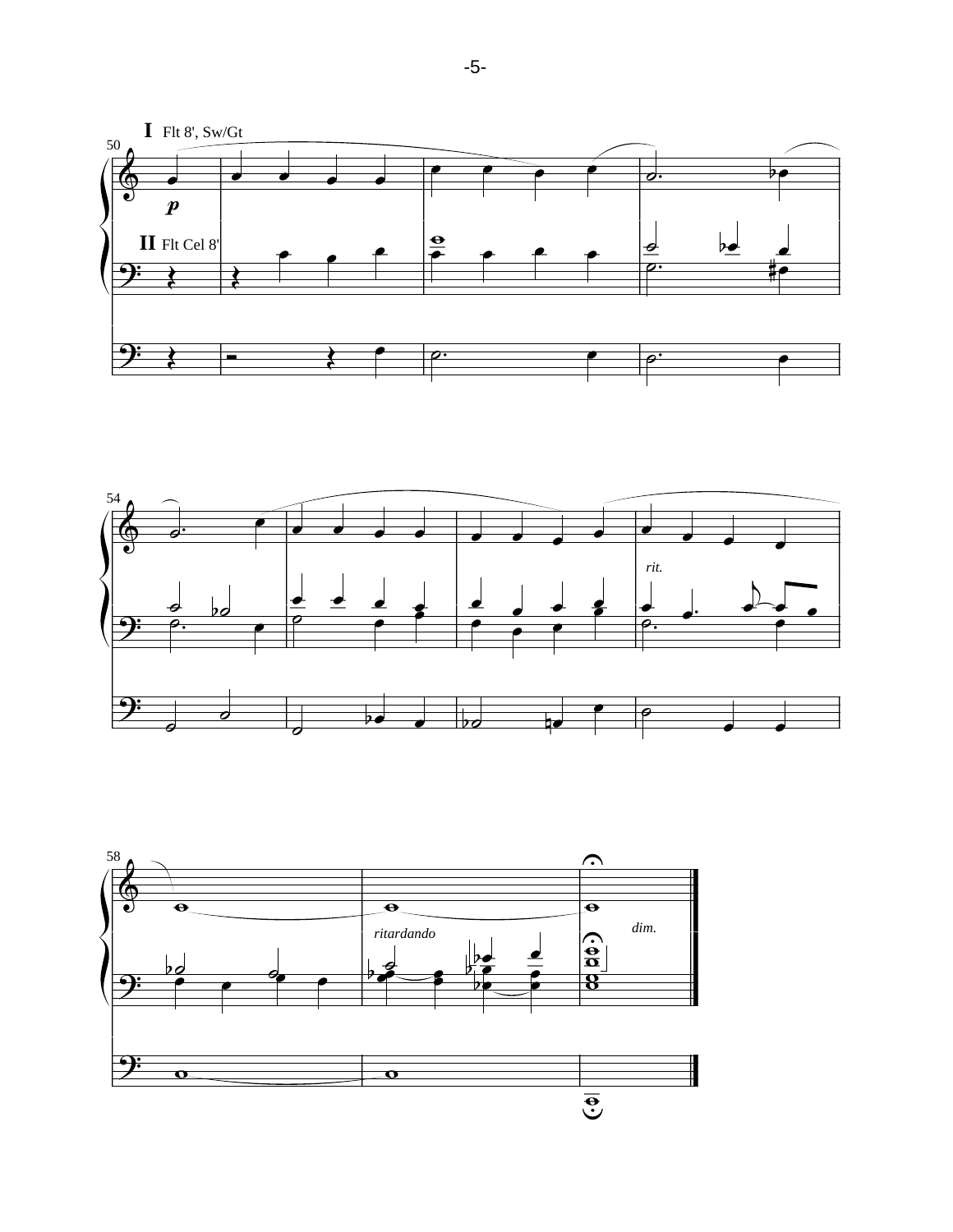I Flt 8', Sw/Gt

II Flt Cel 8'

*p*

*rit.*

*ritardando*

*dim.*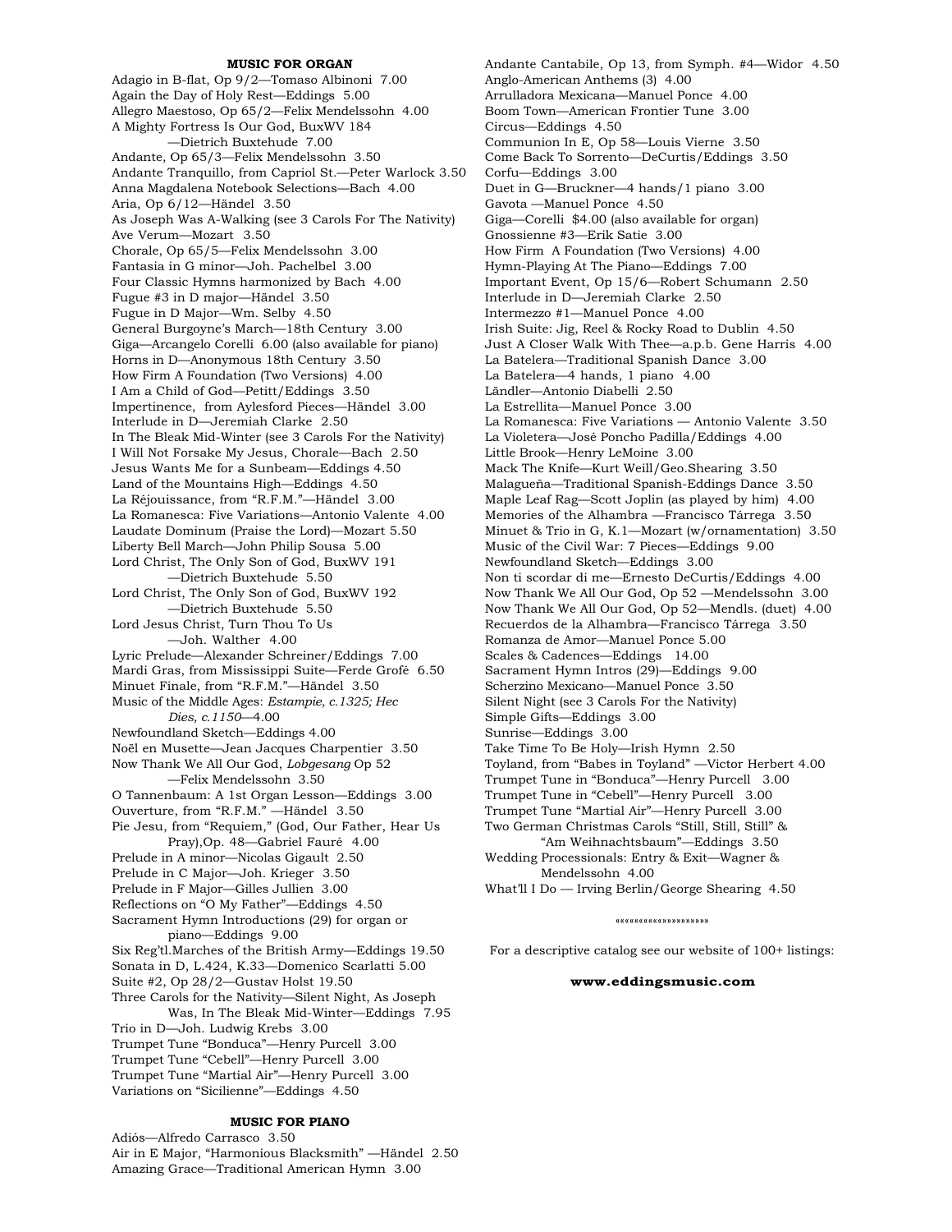**MUSIC FOR ORGAN**

Adagio in B-flat, Op 9/2—Tomaso Albinoni 7.00
Again the Day of Holy Rest—Eddings 5.00
Allegro Maestoso, Op 65/2—Felix Mendelssohn 4.00
A Mighty Fortress Is Our God, BuxWV 184
—Dietrich Buxtehude 7.00
Andante, Op 65/3—Felix Mendelssohn 3.50
Andante Tranquillo, from Capriol St.—Peter Warlock 3.50
Anna Magdalena Notebook Selections—Bach 4.00
Aria, Op 6/12—Händel 3.50
As Joseph Was A-Walking (see 3 Carols For The Nativity)
Ave Verum—Mozart 3.50
Chorale, Op 65/5—Felix Mendelssohn 3.00
Fantasia in G minor—Joh. Pachelbel 3.00
Four Classic Hymns harmonized by Bach 4.00
Fugue #3 in D major—Händel 3.50
Fugue in D Major—Wm. Selby 4.50
General Burgoyne's March—18th Century 3.00
Giga—Arcangelo Corelli 6.00 (also available for piano)
Horns in D—Anonymous 18th Century 3.50
How Firm A Foundation (Two Versions) 4.00
I Am a Child of God—Petitt/Eddings 3.50
Impertinence, from Aylesford Pieces—Händel 3.00
Interlude in D—Jeremiah Clarke 2.50
In The Bleak Mid-Winter (see 3 Carols For the Nativity)
I Will Not Forsake My Jesus, Chorale—Bach 2.50
Jesus Wants Me for a Sunbeam—Eddings 4.50
Land of the Mountains High—Eddings 4.50
La Réjouissance, from "R.F.M."—Händel 3.00
La Romanesca: Five Variations—Antonio Valente 4.00
Laudate Dominum (Praise the Lord)—Mozart 5.50
Liberty Bell March—John Philip Sousa 5.00
Lord Christ, The Only Son of God, BuxWV 191
—Dietrich Buxtehude 5.50
Lord Christ, The Only Son of God, BuxWV 192
—Dietrich Buxtehude 5.50
Lord Jesus Christ, Turn Thou To Us
—Joh. Walther 4.00
Lyric Prelude—Alexander Schreiner/Eddings 7.00
Mardi Gras, from Mississippi Suite—Ferde Grofé 6.50
Minuet Finale, from "R.F.M."—Händel 3.50
Music of the Middle Ages: *Estampie, c.1325; Hec Dies, c.1150*—4.00
Newfoundland Sketch—Eddings 4.00
Noël en Musette—Jean Jacques Charpentier 3.50
Now Thank We All Our God, *Lobgesang* Op 52
—Felix Mendelssohn 3.50
O Tannenbaum: A 1st Organ Lesson—Eddings 3.00
Ouverture, from "R.F.M." —Händel 3.50
Pie Jesu, from "Requiem," (God, Our Father, Hear Us Pray),Op. 48—Gabriel Fauré 4.00
Prelude in A minor—Nicolas Gigault 2.50
Prelude in C Major—Joh. Krieger 3.50
Prelude in F Major—Gilles Jullien 3.00
Reflections on "O My Father"—Eddings 4.50
Sacrament Hymn Introductions (29) for organ or piano—Eddings 9.00
Six Reg'tl.Marches of the British Army—Eddings 19.50
Sonata in D, L.424, K.33—Domenico Scarlatti 5.00
Suite #2, Op 28/2—Gustav Holst 19.50
Three Carols for the Nativity—Silent Night, As Joseph Was, In The Bleak Mid-Winter—Eddings 7.95
Trio in D—Joh. Ludwig Krebs 3.00
Trumpet Tune "Bonduca"—Henry Purcell 3.00
Trumpet Tune "Cebell"—Henry Purcell 3.00
Trumpet Tune "Martial Air"—Henry Purcell 3.00
Variations on "Sicilienne"—Eddings 4.50

**MUSIC FOR PIANO**

Adiós—Alfredo Carrasco 3.50
Air in E Major, "Harmonious Blacksmith" —Händel 2.50
Amazing Grace—Traditional American Hymn 3.00
Andante Cantabile, Op 13, from Symph. #4—Widor 4.50
Anglo-American Anthems (3) 4.00
Arrulladora Mexicana—Manuel Ponce 4.00
Boom Town—American Frontier Tune 3.00
Circus—Eddings 4.50
Communion In E, Op 58—Louis Vierne 3.50
Come Back To Sorrento—DeCurtis/Eddings 3.50
Corfu—Eddings 3.00
Duet in G—Bruckner—4 hands/1 piano 3.00
Gavota —Manuel Ponce 4.50
Giga—Corelli $4.00 (also available for organ)
Gnossienne #3—Erik Satie 3.00
How Firm A Foundation (Two Versions) 4.00
Hymn-Playing At The Piano—Eddings 7.00
Important Event, Op 15/6—Robert Schumann 2.50
Interlude in D—Jeremiah Clarke 2.50
Intermezzo #1—Manuel Ponce 4.00
Irish Suite: Jig, Reel & Rocky Road to Dublin 4.50
Just A Closer Walk With Thee—a.p.b. Gene Harris 4.00
La Batelera—Traditional Spanish Dance 3.00
La Batelera—4 hands, 1 piano 4.00
Ländler—Antonio Diabelli 2.50
La Estrellita—Manuel Ponce 3.00
La Romanesca: Five Variations — Antonio Valente 3.50
La Violetera—José Poncho Padilla/Eddings 4.00
Little Brook—Henry LeMoine 3.00
Mack The Knife—Kurt Weill/Geo.Shearing 3.50
Malagueña—Traditional Spanish-Eddings Dance 3.50
Maple Leaf Rag—Scott Joplin (as played by him) 4.00
Memories of the Alhambra —Francisco Tárrega 3.50
Minuet & Trio in G, K.1—Mozart (w/ornamentation) 3.50
Music of the Civil War: 7 Pieces—Eddings 9.00
Newfoundland Sketch—Eddings 3.00
Non ti scordar di me—Ernesto DeCurtis/Eddings 4.00
Now Thank We All Our God, Op 52 —Mendelssohn 3.00
Now Thank We All Our God, Op 52—Mendls. (duet) 4.00
Recuerdos de la Alhambra—Francisco Tárrega 3.50
Romanza de Amor—Manuel Ponce 5.00
Scales & Cadences—Eddings 14.00
Sacrament Hymn Intros (29)—Eddings 9.00
Scherzino Mexicano—Manuel Ponce 3.50
Silent Night (see 3 Carols For the Nativity)
Simple Gifts—Eddings 3.00
Sunrise—Eddings 3.00
Take Time To Be Holy—Irish Hymn 2.50
Toyland, from "Babes in Toyland" —Victor Herbert 4.00
Trumpet Tune in "Bonduca"—Henry Purcell 3.00
Trumpet Tune in "Cebell"—Henry Purcell 3.00
Trumpet Tune "Martial Air"—Henry Purcell 3.00
Two German Christmas Carols "Still, Still, Still" & "Am Weihnachtsbaum"—Eddings 3.50
Wedding Processionals: Entry & Exit—Wagner & Mendelssohn 4.00
What'll I Do — Irving Berlin/George Shearing 4.50

««««««««»»»»»»»»

For a descriptive catalog see our website of 100+ listings:

**www.eddingsmusic.com**